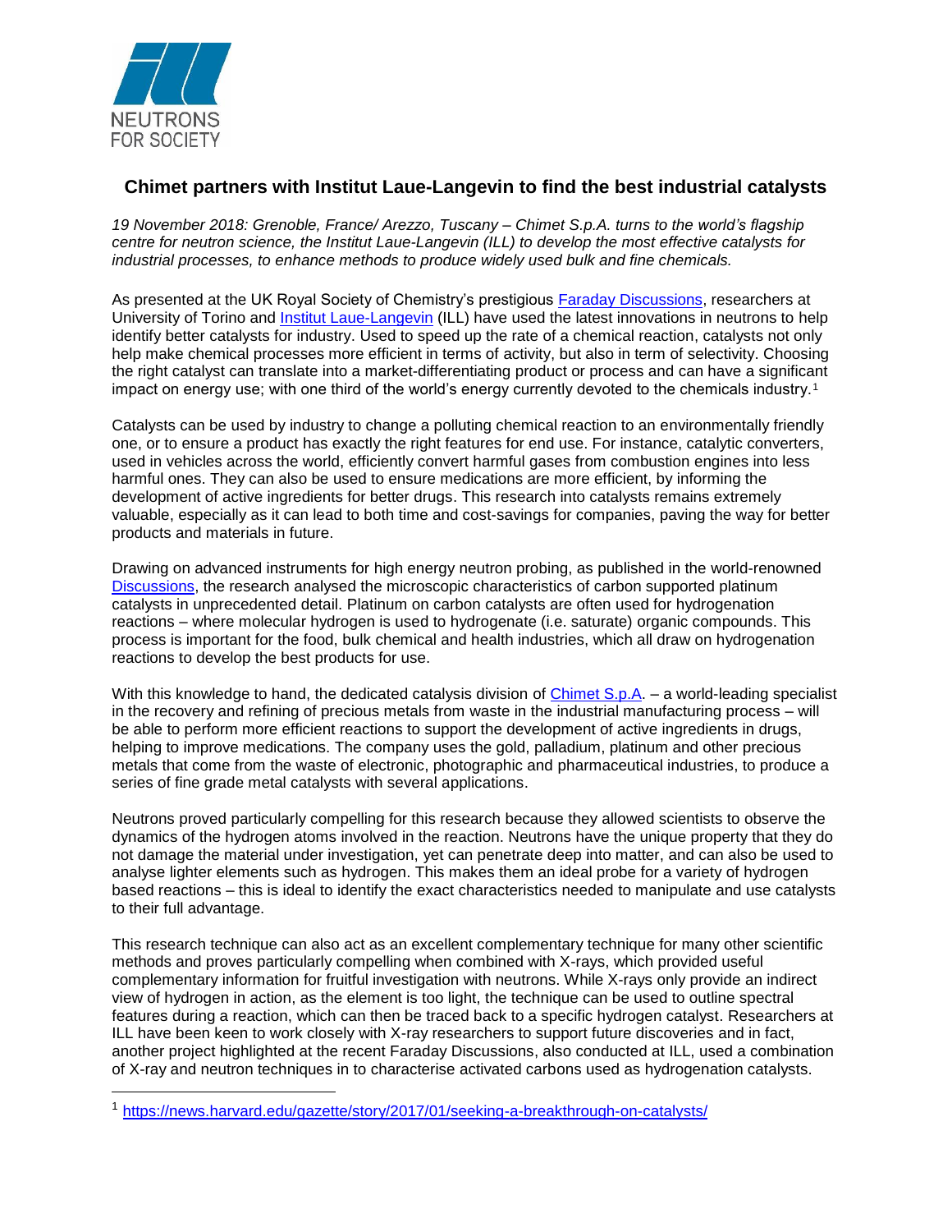NEUTRONS FOR SOCIETY

## Chimet partners with Institut Laue-Langevin to find the best industrial catalysts

*19 November 2018: Grenoble, France/ Arezzo, Tuscany – Chimet S.p.A. turns to the world's flagship centre for neutron science, the Institut Laue-Langevin (ILL) to develop the most effective catalysts for industrial processes, to enhance methods to produce widely used bulk and fine chemicals.*

As presented at the UK Royal Society of Chemistry's prestigious Faraday Discussions, researchers at University of Torino and Institut Laue-Langevin (ILL) have used the latest innovations in neutrons to help identify better catalysts for industry. Used to speed up the rate of a chemical reaction, catalysts not only help make chemical processes more efficient in terms of activity, but also in term of selectivity. Choosing the right catalyst can translate into a market-differentiating product or process and can have a significant impact on energy use; with one third of the world's energy currently devoted to the chemicals industry.[1]

Catalysts can be used by industry to change a polluting chemical reaction to an environmentally friendly one, or to ensure a product has exactly the right features for end use. For instance, catalytic converters, used in vehicles across the world, efficiently convert harmful gases from combustion engines into less harmful ones. They can also be used to ensure medications are more efficient, by informing the development of active ingredients for better drugs. This research into catalysts remains extremely valuable, especially as it can lead to both time and cost-savings for companies, paving the way for better products and materials in future.

Drawing on advanced instruments for high energy neutron probing, as published in the world-renowned Discussions, the research analysed the microscopic characteristics of carbon supported platinum catalysts in unprecedented detail. Platinum on carbon catalysts are often used for hydrogenation reactions – where molecular hydrogen is used to hydrogenate (i.e. saturate) organic compounds. This process is important for the food, bulk chemical and health industries, which all draw on hydrogenation reactions to develop the best products for use.

With this knowledge to hand, the dedicated catalysis division of Chimet S.p.A. – a world-leading specialist in the recovery and refining of precious metals from waste in the industrial manufacturing process – will be able to perform more efficient reactions to support the development of active ingredients in drugs, helping to improve medications. The company uses the gold, palladium, platinum and other precious metals that come from the waste of electronic, photographic and pharmaceutical industries, to produce a series of fine grade metal catalysts with several applications.

Neutrons proved particularly compelling for this research because they allowed scientists to observe the dynamics of the hydrogen atoms involved in the reaction. Neutrons have the unique property that they do not damage the material under investigation, yet can penetrate deep into matter, and can also be used to analyse lighter elements such as hydrogen. This makes them an ideal probe for a variety of hydrogen based reactions – this is ideal to identify the exact characteristics needed to manipulate and use catalysts to their full advantage.

This research technique can also act as an excellent complementary technique for many other scientific methods and proves particularly compelling when combined with X-rays, which provided useful complementary information for fruitful investigation with neutrons. While X-rays only provide an indirect view of hydrogen in action, as the element is too light, the technique can be used to outline spectral features during a reaction, which can then be traced back to a specific hydrogen catalyst. Researchers at ILL have been keen to work closely with X-ray researchers to support future discoveries and in fact, another project highlighted at the recent Faraday Discussions, also conducted at ILL, used a combination of X-ray and neutron techniques in to characterise activated carbons used as hydrogenation catalysts.

---

[1] https://news.harvard.edu/gazette/story/2017/01/seeking-a-breakthrough-on-catalysts/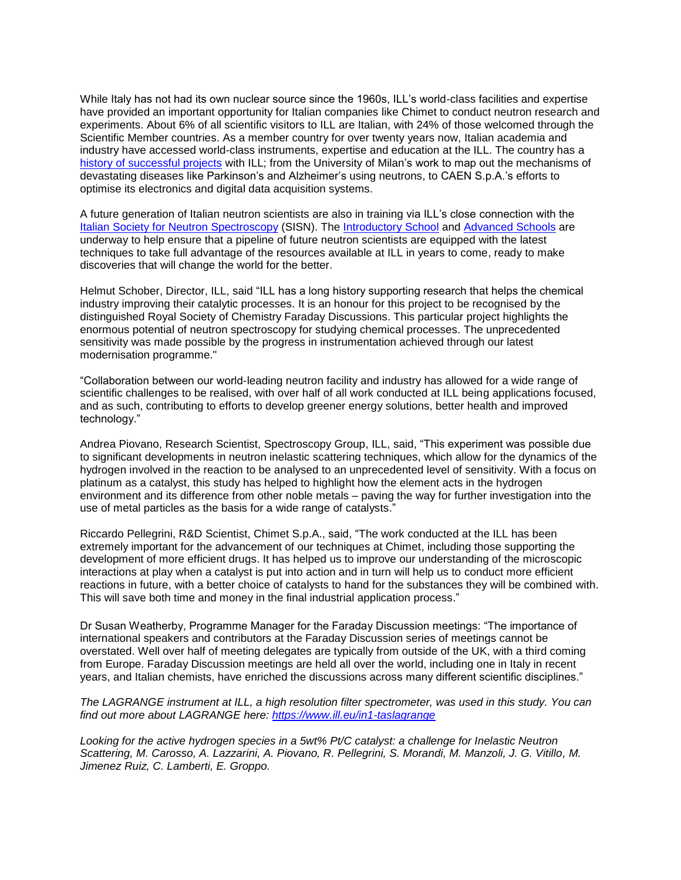While Italy has not had its own nuclear source since the 1960s, ILL's world-class facilities and expertise have provided an important opportunity for Italian companies like Chimet to conduct neutron research and experiments. About 6% of all scientific visitors to ILL are Italian, with 24% of those welcomed through the Scientific Member countries. As a member country for over twenty years now, Italian academia and industry have accessed world-class instruments, expertise and education at the ILL. The country has a [history of successful projects](#) with ILL; from the University of Milan's work to map out the mechanisms of devastating diseases like Parkinson's and Alzheimer's using neutrons, to CAEN S.p.A.'s efforts to optimise its electronics and digital data acquisition systems.

A future generation of Italian neutron scientists are also in training via ILL's close connection with the [Italian Society for Neutron Spectroscopy](#) (SISN). The [Introductory School](#) and [Advanced Schools](#) are underway to help ensure that a pipeline of future neutron scientists are equipped with the latest techniques to take full advantage of the resources available at ILL in years to come, ready to make discoveries that will change the world for the better.

Helmut Schober, Director, ILL, said "ILL has a long history supporting research that helps the chemical industry improving their catalytic processes. It is an honour for this project to be recognised by the distinguished Royal Society of Chemistry Faraday Discussions. This particular project highlights the enormous potential of neutron spectroscopy for studying chemical processes. The unprecedented sensitivity was made possible by the progress in instrumentation achieved through our latest modernisation programme."

"Collaboration between our world-leading neutron facility and industry has allowed for a wide range of scientific challenges to be realised, with over half of all work conducted at ILL being applications focused, and as such, contributing to efforts to develop greener energy solutions, better health and improved technology."

Andrea Piovano, Research Scientist, Spectroscopy Group, ILL, said, "This experiment was possible due to significant developments in neutron inelastic scattering techniques, which allow for the dynamics of the hydrogen involved in the reaction to be analysed to an unprecedented level of sensitivity. With a focus on platinum as a catalyst, this study has helped to highlight how the element acts in the hydrogen environment and its difference from other noble metals – paving the way for further investigation into the use of metal particles as the basis for a wide range of catalysts."

Riccardo Pellegrini, R&D Scientist, Chimet S.p.A., said, "The work conducted at the ILL has been extremely important for the advancement of our techniques at Chimet, including those supporting the development of more efficient drugs. It has helped us to improve our understanding of the microscopic interactions at play when a catalyst is put into action and in turn will help us to conduct more efficient reactions in future, with a better choice of catalysts to hand for the substances they will be combined with. This will save both time and money in the final industrial application process."

Dr Susan Weatherby, Programme Manager for the Faraday Discussion meetings: "The importance of international speakers and contributors at the Faraday Discussion series of meetings cannot be overstated. Well over half of meeting delegates are typically from outside of the UK, with a third coming from Europe. Faraday Discussion meetings are held all over the world, including one in Italy in recent years, and Italian chemists, have enriched the discussions across many different scientific disciplines."

*The LAGRANGE instrument at ILL, a high resolution filter spectrometer, was used in this study. You can find out more about LAGRANGE here: [https://www.ill.eu/in1-taslagrange](https://www.ill.eu/in1-taslagrange)*

*Looking for the active hydrogen species in a 5wt% Pt/C catalyst: a challenge for Inelastic Neutron Scattering, M. Carosso, A. Lazzarini, A. Piovano, R. Pellegrini, S. Morandi, M. Manzoli, J. G. Vitillo, M. Jimenez Ruiz, C. Lamberti, E. Groppo.*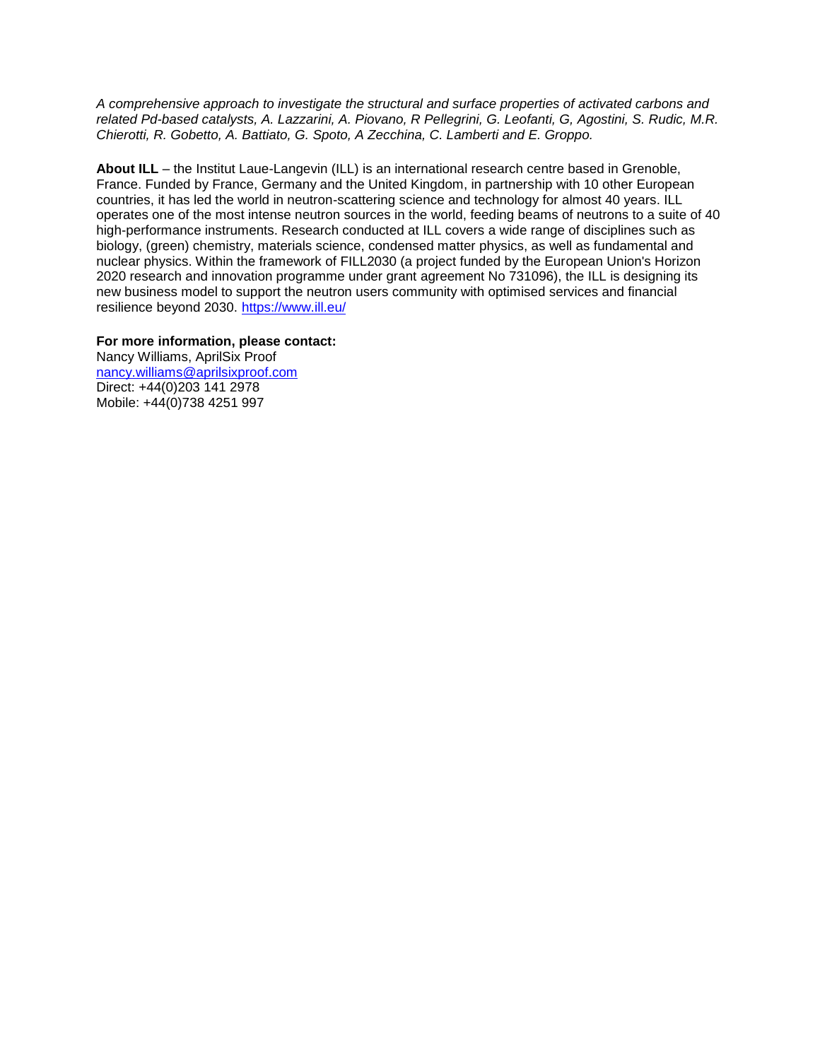*A comprehensive approach to investigate the structural and surface properties of activated carbons and related Pd-based catalysts, A. Lazzarini, A. Piovano, R Pellegrini, G. Leofanti, G, Agostini, S. Rudic, M.R. Chierotti, R. Gobetto, A. Battiato, G. Spoto, A Zecchina, C. Lamberti and E. Groppo.*

**About ILL** – the Institut Laue-Langevin (ILL) is an international research centre based in Grenoble, France. Funded by France, Germany and the United Kingdom, in partnership with 10 other European countries, it has led the world in neutron-scattering science and technology for almost 40 years. ILL operates one of the most intense neutron sources in the world, feeding beams of neutrons to a suite of 40 high-performance instruments. Research conducted at ILL covers a wide range of disciplines such as biology, (green) chemistry, materials science, condensed matter physics, as well as fundamental and nuclear physics. Within the framework of FILL2030 (a project funded by the European Union's Horizon 2020 research and innovation programme under grant agreement No 731096), the ILL is designing its new business model to support the neutron users community with optimised services and financial resilience beyond 2030. https://www.ill.eu/

**For more information, please contact:**
Nancy Williams, AprilSix Proof
nancy.williams@aprilsixproof.com
Direct: +44(0)203 141 2978
Mobile: +44(0)738 4251 997